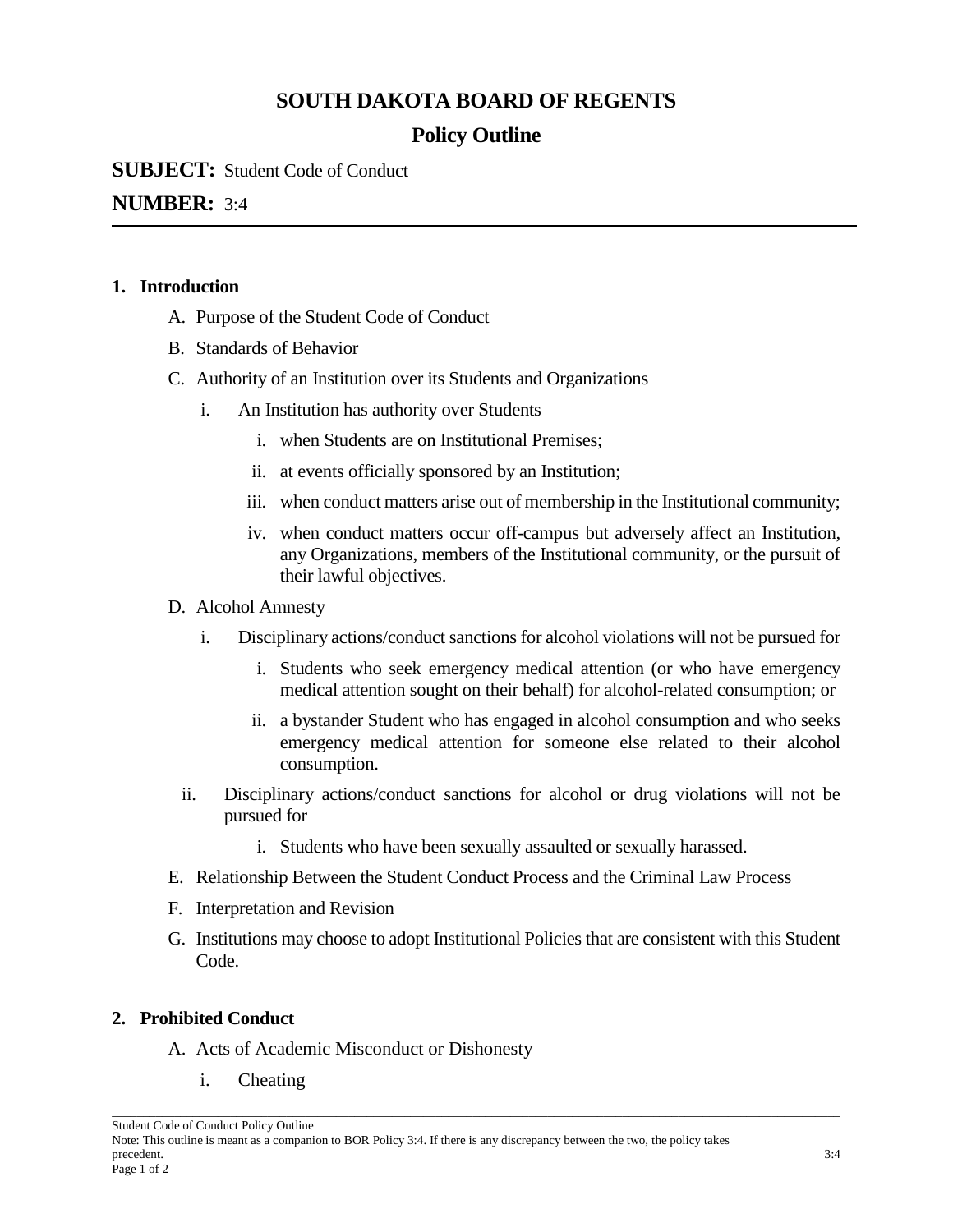# SOUTH DAKOTA BOARD OF REGENTS

## Policy Outline

**SUBJECT:** Student Code of Conduct

**NUMBER:** 3:4

---

**1. Introduction**

A. Purpose of the Student Code of Conduct

B. Standards of Behavior

C. Authority of an Institution over its Students and Organizations

i. An Institution has authority over Students

- i. when Students are on Institutional Premises;
- ii. at events officially sponsored by an Institution;
- iii. when conduct matters arise out of membership in the Institutional community;
- iv. when conduct matters occur off-campus but adversely affect an Institution, any Organizations, members of the Institutional community, or the pursuit of their lawful objectives.

D. Alcohol Amnesty

i. Disciplinary actions/conduct sanctions for alcohol violations will not be pursued for

- i. Students who seek emergency medical attention (or who have emergency medical attention sought on their behalf) for alcohol-related consumption; or
- ii. a bystander Student who has engaged in alcohol consumption and who seeks emergency medical attention for someone else related to their alcohol consumption.

ii. Disciplinary actions/conduct sanctions for alcohol or drug violations will not be pursued for

- i. Students who have been sexually assaulted or sexually harassed.

E. Relationship Between the Student Conduct Process and the Criminal Law Process

F. Interpretation and Revision

G. Institutions may choose to adopt Institutional Policies that are consistent with this Student Code.

**2. Prohibited Conduct**

A. Acts of Academic Misconduct or Dishonesty

i. Cheating

Note: This outline is meant as a companion to BOR Policy 3:4. If there is any discrepancy between the two, the policy takes precedent.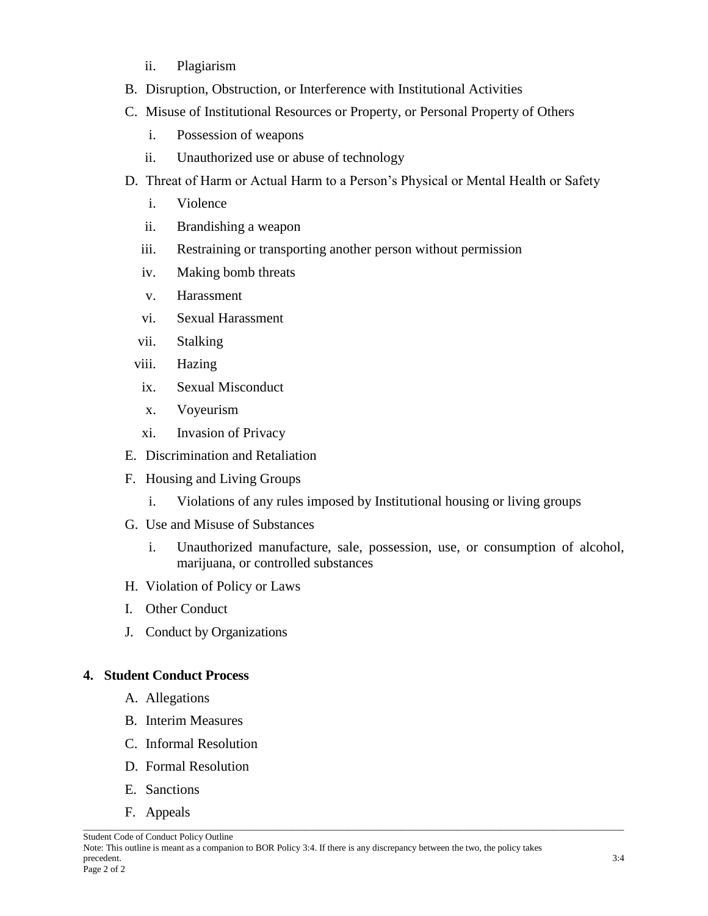ii. Plagiarism

B. Disruption, Obstruction, or Interference with Institutional Activities
C. Misuse of Institutional Resources or Property, or Personal Property of Others
   i. Possession of weapons
   ii. Unauthorized use or abuse of technology
D. Threat of Harm or Actual Harm to a Person's Physical or Mental Health or Safety
   i. Violence
   ii. Brandishing a weapon
   iii. Restraining or transporting another person without permission
   iv. Making bomb threats
   v. Harassment
   vi. Sexual Harassment
   vii. Stalking
   viii. Hazing
   ix. Sexual Misconduct
   x. Voyeurism
   xi. Invasion of Privacy
E. Discrimination and Retaliation
F. Housing and Living Groups
   i. Violations of any rules imposed by Institutional housing or living groups
G. Use and Misuse of Substances
   i. Unauthorized manufacture, sale, possession, use, or consumption of alcohol, marijuana, or controlled substances
H. Violation of Policy or Laws
I. Other Conduct
J. Conduct by Organizations

**4. Student Conduct Process**

A. Allegations
B. Interim Measures
C. Informal Resolution
D. Formal Resolution
E. Sanctions
F. Appeals

Note: This outline is meant as a companion to BOR Policy 3:4. If there is any discrepancy between the two, the policy takes precedent.